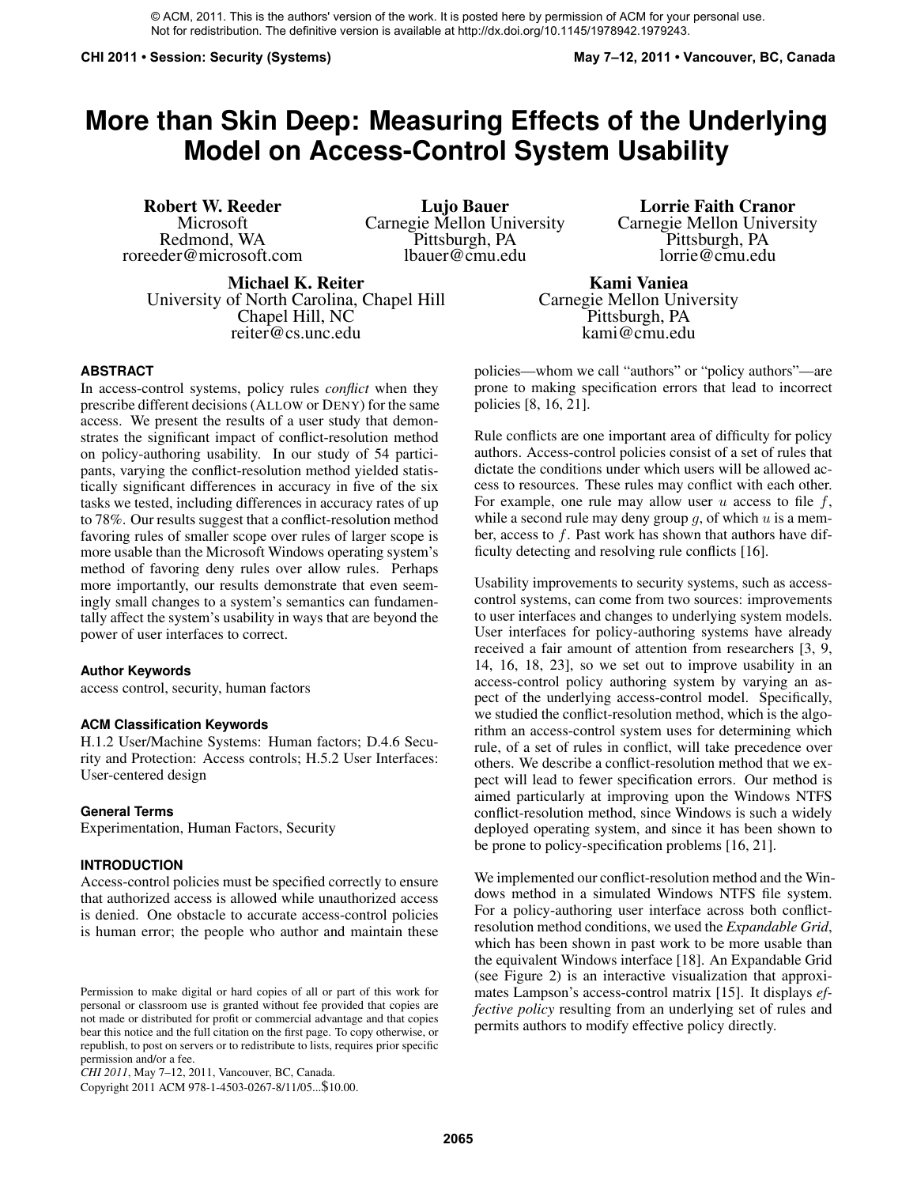© ACM, 2011. This is the authors' version of the work. It is posted here by permission of ACM for your personal use. Not for redistribution. The definitive version is available at http://dx.doi.org/10.1145/1978942.1979243.

# More than Skin Deep: Measuring Effects of the Underlying Model on Access-Control System Usability

**Robert W. Reeder**
Microsoft
Redmond, WA
roreeder@microsoft.com

**Lujo Bauer**
Carnegie Mellon University
Pittsburgh, PA
lbauer@cmu.edu

**Lorrie Faith Cranor**
Carnegie Mellon University
Pittsburgh, PA
lorrie@cmu.edu

**Michael K. Reiter**
University of North Carolina, Chapel Hill
Chapel Hill, NC
reiter@cs.unc.edu

**Kami Vaniea**
Carnegie Mellon University
Pittsburgh, PA
kami@cmu.edu

## ABSTRACT

In access-control systems, policy rules *conflict* when they prescribe different decisions (ALLOW or DENY) for the same access. We present the results of a user study that demonstrates the significant impact of conflict-resolution method on policy-authoring usability. In our study of 54 participants, varying the conflict-resolution method yielded statistically significant differences in accuracy in five of the six tasks we tested, including differences in accuracy rates of up to 78%. Our results suggest that a conflict-resolution method favoring rules of smaller scope over rules of larger scope is more usable than the Microsoft Windows operating system's method of favoring deny rules over allow rules. Perhaps more importantly, our results demonstrate that even seemingly small changes to a system's semantics can fundamentally affect the system's usability in ways that are beyond the power of user interfaces to correct.

### Author Keywords

access control, security, human factors

### ACM Classification Keywords

H.1.2 User/Machine Systems: Human factors; D.4.6 Security and Protection: Access controls; H.5.2 User Interfaces: User-centered design

### General Terms

Experimentation, Human Factors, Security

## INTRODUCTION

Access-control policies must be specified correctly to ensure that authorized access is allowed while unauthorized access is denied. One obstacle to accurate access-control policies is human error; the people who author and maintain these policies—whom we call "authors" or "policy authors"—are prone to making specification errors that lead to incorrect policies [8, 16, 21].

Rule conflicts are one important area of difficulty for policy authors. Access-control policies consist of a set of rules that dictate the conditions under which users will be allowed access to resources. These rules may conflict with each other. For example, one rule may allow user $u$ access to file $f$, while a second rule may deny group $g$, of which $u$ is a member, access to $f$. Past work has shown that authors have difficulty detecting and resolving rule conflicts [16].

Usability improvements to security systems, such as access-control systems, can come from two sources: improvements to user interfaces and changes to underlying system models. User interfaces for policy-authoring systems have already received a fair amount of attention from researchers [3, 9, 14, 16, 18, 23], so we set out to improve usability in an access-control policy authoring system by varying an aspect of the underlying access-control model. Specifically, we studied the conflict-resolution method, which is the algorithm an access-control system uses for determining which rule, of a set of rules in conflict, will take precedence over others. We describe a conflict-resolution method that we expect will lead to fewer specification errors. Our method is aimed particularly at improving upon the Windows NTFS conflict-resolution method, since Windows is such a widely deployed operating system, and since it has been shown to be prone to policy-specification problems [16, 21].

We implemented our conflict-resolution method and the Windows method in a simulated Windows NTFS file system. For a policy-authoring user interface across both conflict-resolution method conditions, we used the *Expandable Grid*, which has been shown in past work to be more usable than the equivalent Windows interface [18]. An Expandable Grid (see Figure 2) is an interactive visualization that approximates Lampson's access-control matrix [15]. It displays *effective policy* resulting from an underlying set of rules and permits authors to modify effective policy directly.

Permission to make digital or hard copies of all or part of this work for personal or classroom use is granted without fee provided that copies are not made or distributed for profit or commercial advantage and that copies bear this notice and the full citation on the first page. To copy otherwise, or republish, to post on servers or to redistribute to lists, requires prior specific permission and/or a fee.
*CHI 2011*, May 7–12, 2011, Vancouver, BC, Canada.
Copyright 2011 ACM 978-1-4503-0267-8/11/05...$10.00.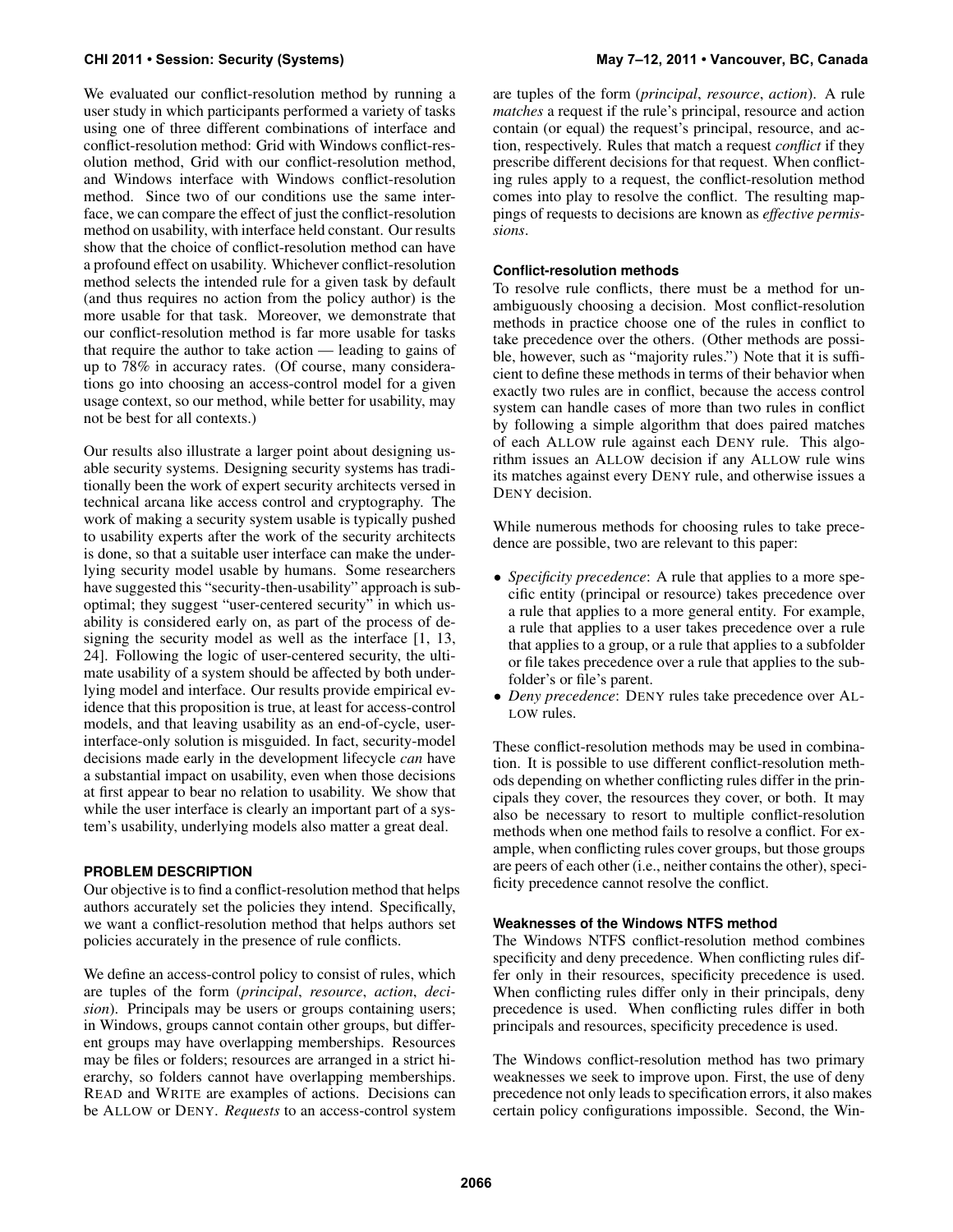We evaluated our conflict-resolution method by running a user study in which participants performed a variety of tasks using one of three different combinations of interface and conflict-resolution method: Grid with Windows conflict-resolution method, Grid with our conflict-resolution method, and Windows interface with Windows conflict-resolution method. Since two of our conditions use the same interface, we can compare the effect of just the conflict-resolution method on usability, with interface held constant. Our results show that the choice of conflict-resolution method can have a profound effect on usability. Whichever conflict-resolution method selects the intended rule for a given task by default (and thus requires no action from the policy author) is the more usable for that task. Moreover, we demonstrate that our conflict-resolution method is far more usable for tasks that require the author to take action — leading to gains of up to 78% in accuracy rates. (Of course, many considerations go into choosing an access-control model for a given usage context, so our method, while better for usability, may not be best for all contexts.)

Our results also illustrate a larger point about designing usable security systems. Designing security systems has traditionally been the work of expert security architects versed in technical arcana like access control and cryptography. The work of making a security system usable is typically pushed to usability experts after the work of the security architects is done, so that a suitable user interface can make the underlying security model usable by humans. Some researchers have suggested this "security-then-usability" approach is suboptimal; they suggest "user-centered security" in which usability is considered early on, as part of the process of designing the security model as well as the interface [1, 13, 24]. Following the logic of user-centered security, the ultimate usability of a system should be affected by both underlying model and interface. Our results provide empirical evidence that this proposition is true, at least for access-control models, and that leaving usability as an end-of-cycle, user-interface-only solution is misguided. In fact, security-model decisions made early in the development lifecycle *can* have a substantial impact on usability, even when those decisions at first appear to bear no relation to usability. We show that while the user interface is clearly an important part of a system's usability, underlying models also matter a great deal.

## PROBLEM DESCRIPTION

Our objective is to find a conflict-resolution method that helps authors accurately set the policies they intend. Specifically, we want a conflict-resolution method that helps authors set policies accurately in the presence of rule conflicts.

We define an access-control policy to consist of rules, which are tuples of the form (*principal*, *resource*, *action*, *decision*). Principals may be users or groups containing users; in Windows, groups cannot contain other groups, but different groups may have overlapping memberships. Resources may be files or folders; resources are arranged in a strict hierarchy, so folders cannot have overlapping memberships. READ and WRITE are examples of actions. Decisions can be ALLOW or DENY. *Requests* to an access-control system are tuples of the form (*principal*, *resource*, *action*). A rule *matches* a request if the rule's principal, resource and action contain (or equal) the request's principal, resource, and action, respectively. Rules that match a request *conflict* if they prescribe different decisions for that request. When conflicting rules apply to a request, the conflict-resolution method comes into play to resolve the conflict. The resulting mappings of requests to decisions are known as *effective permissions*.

### Conflict-resolution methods

To resolve rule conflicts, there must be a method for unambiguously choosing a decision. Most conflict-resolution methods in practice choose one of the rules in conflict to take precedence over the others. (Other methods are possible, however, such as "majority rules.") Note that it is sufficient to define these methods in terms of their behavior when exactly two rules are in conflict, because the access control system can handle cases of more than two rules in conflict by following a simple algorithm that does paired matches of each ALLOW rule against each DENY rule. This algorithm issues an ALLOW decision if any ALLOW rule wins its matches against every DENY rule, and otherwise issues a DENY decision.

While numerous methods for choosing rules to take precedence are possible, two are relevant to this paper:

- *Specificity precedence*: A rule that applies to a more specific entity (principal or resource) takes precedence over a rule that applies to a more general entity. For example, a rule that applies to a user takes precedence over a rule that applies to a group, or a rule that applies to a subfolder or file takes precedence over a rule that applies to the subfolder's or file's parent.
- *Deny precedence*: DENY rules take precedence over ALLOW rules.

These conflict-resolution methods may be used in combination. It is possible to use different conflict-resolution methods depending on whether conflicting rules differ in the principals they cover, the resources they cover, or both. It may also be necessary to resort to multiple conflict-resolution methods when one method fails to resolve a conflict. For example, when conflicting rules cover groups, but those groups are peers of each other (i.e., neither contains the other), specificity precedence cannot resolve the conflict.

### Weaknesses of the Windows NTFS method

The Windows NTFS conflict-resolution method combines specificity and deny precedence. When conflicting rules differ only in their resources, specificity precedence is used. When conflicting rules differ only in their principals, deny precedence is used. When conflicting rules differ in both principals and resources, specificity precedence is used.

The Windows conflict-resolution method has two primary weaknesses we seek to improve upon. First, the use of deny precedence not only leads to specification errors, it also makes certain policy configurations impossible. Second, the Win-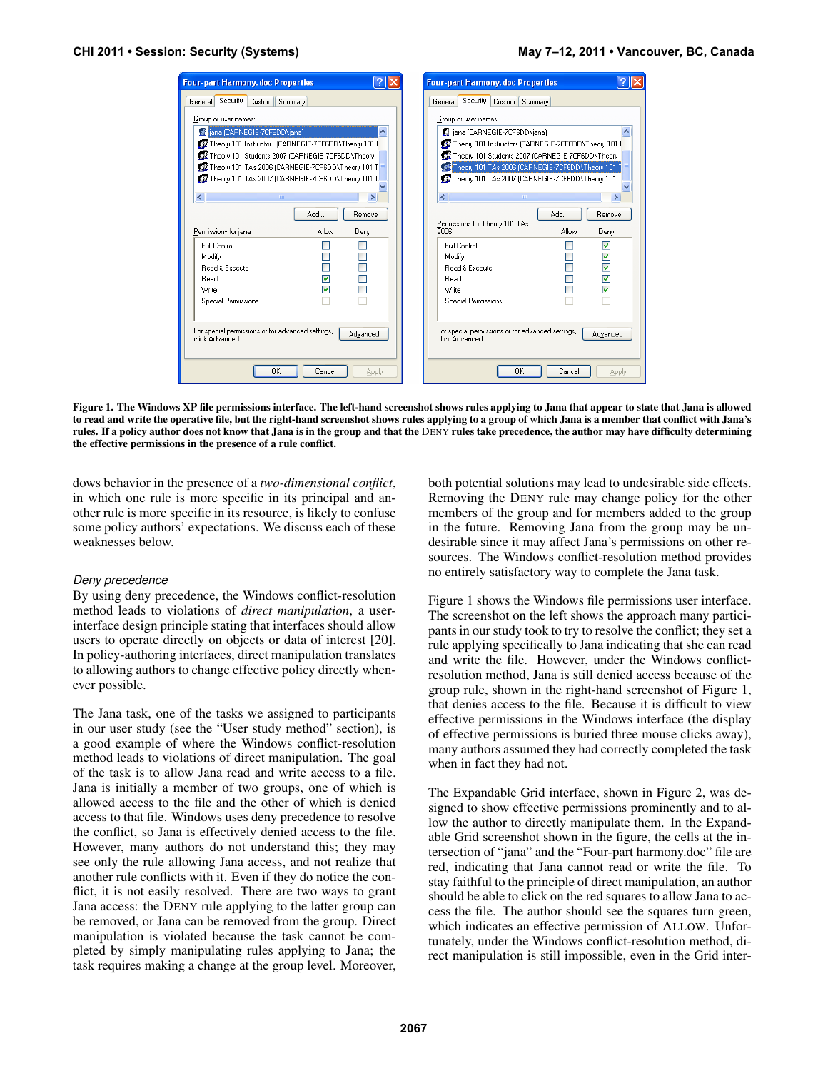**Figure 1. The Windows XP file permissions interface. The left-hand screenshot shows rules applying to Jana that appear to state that Jana is allowed to read and write the operative file, but the right-hand screenshot shows rules applying to a group of which Jana is a member that conflict with Jana's rules. If a policy author does not know that Jana is in the group and that the DENY rules take precedence, the author may have difficulty determining the effective permissions in the presence of a rule conflict.**

dows behavior in the presence of a *two-dimensional conflict*, in which one rule is more specific in its principal and another rule is more specific in its resource, is likely to confuse some policy authors' expectations. We discuss each of these weaknesses below.

### *Deny precedence*

By using deny precedence, the Windows conflict-resolution method leads to violations of *direct manipulation*, a user-interface design principle stating that interfaces should allow users to operate directly on objects or data of interest [20]. In policy-authoring interfaces, direct manipulation translates to allowing authors to change effective policy directly whenever possible.

The Jana task, one of the tasks we assigned to participants in our user study (see the "User study method" section), is a good example of where the Windows conflict-resolution method leads to violations of direct manipulation. The goal of the task is to allow Jana read and write access to a file. Jana is initially a member of two groups, one of which is allowed access to the file and the other of which is denied access to that file. Windows uses deny precedence to resolve the conflict, so Jana is effectively denied access to the file. However, many authors do not understand this; they may see only the rule allowing Jana access, and not realize that another rule conflicts with it. Even if they do notice the conflict, it is not easily resolved. There are two ways to grant Jana access: the DENY rule applying to the latter group can be removed, or Jana can be removed from the group. Direct manipulation is violated because the task cannot be completed by simply manipulating rules applying to Jana; the task requires making a change at the group level. Moreover, both potential solutions may lead to undesirable side effects. Removing the DENY rule may change policy for the other members of the group and for members added to the group in the future. Removing Jana from the group may be undesirable since it may affect Jana's permissions on other resources. The Windows conflict-resolution method provides no entirely satisfactory way to complete the Jana task.

Figure 1 shows the Windows file permissions user interface. The screenshot on the left shows the approach many participants in our study took to try to resolve the conflict; they set a rule applying specifically to Jana indicating that she can read and write the file. However, under the Windows conflict-resolution method, Jana is still denied access because of the group rule, shown in the right-hand screenshot of Figure 1, that denies access to the file. Because it is difficult to view effective permissions in the Windows interface (the display of effective permissions is buried three mouse clicks away), many authors assumed they had correctly completed the task when in fact they had not.

The Expandable Grid interface, shown in Figure 2, was designed to show effective permissions prominently and to allow the author to directly manipulate them. In the Expandable Grid screenshot shown in the figure, the cells at the intersection of "jana" and the "Four-part harmony.doc" file are red, indicating that Jana cannot read or write the file. To stay faithful to the principle of direct manipulation, an author should be able to click on the red squares to allow Jana to access the file. The author should see the squares turn green, which indicates an effective permission of ALLOW. Unfortunately, under the Windows conflict-resolution method, direct manipulation is still impossible, even in the Grid inter-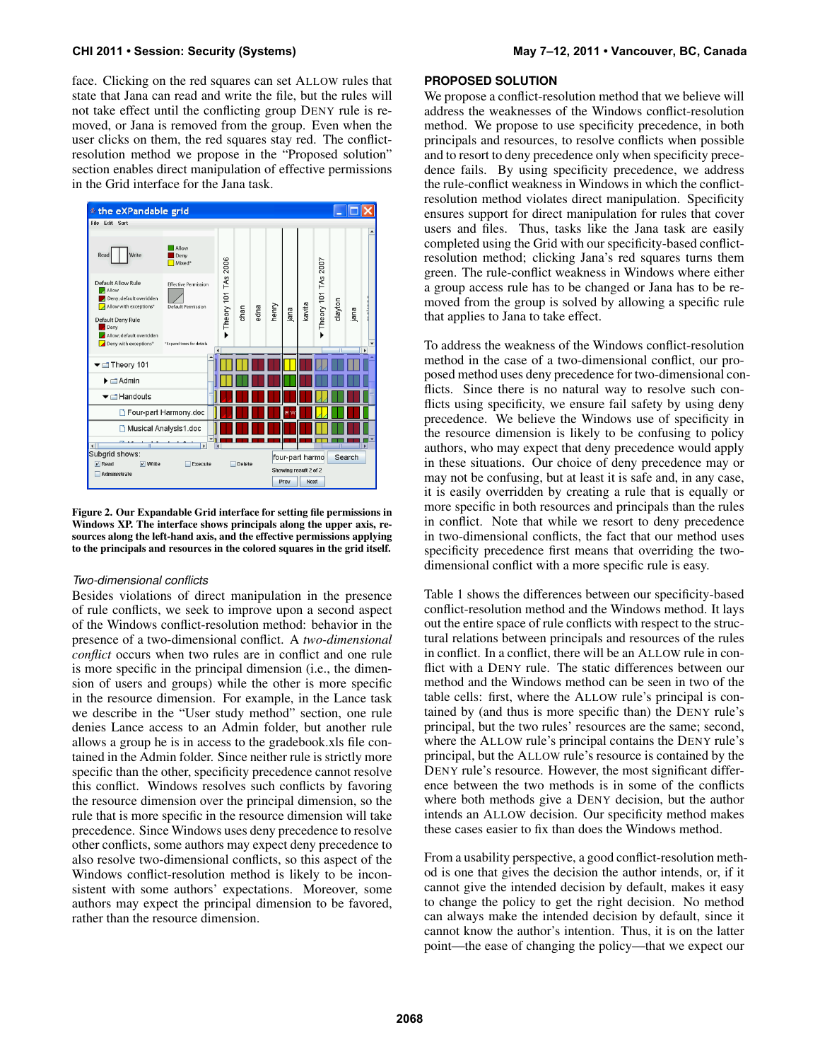face. Clicking on the red squares can set ALLOW rules that state that Jana can read and write the file, but the rules will not take effect until the conflicting group DENY rule is removed, or Jana is removed from the group. Even when the user clicks on them, the red squares stay red. The conflict-resolution method we propose in the "Proposed solution" section enables direct manipulation of effective permissions in the Grid interface for the Jana task.

**Figure 2. Our Expandable Grid interface for setting file permissions in Windows XP. The interface shows principals along the upper axis, resources along the left-hand axis, and the effective permissions applying to the principals and resources in the colored squares in the grid itself.**

### *Two-dimensional conflicts*

Besides violations of direct manipulation in the presence of rule conflicts, we seek to improve upon a second aspect of the Windows conflict-resolution method: behavior in the presence of a two-dimensional conflict. A *two-dimensional conflict* occurs when two rules are in conflict and one rule is more specific in the principal dimension (i.e., the dimension of users and groups) while the other is more specific in the resource dimension. For example, in the Lance task we describe in the "User study method" section, one rule denies Lance access to an Admin folder, but another rule allows a group he is in access to the gradebook.xls file contained in the Admin folder. Since neither rule is strictly more specific than the other, specificity precedence cannot resolve this conflict. Windows resolves such conflicts by favoring the resource dimension over the principal dimension, so the rule that is more specific in the resource dimension will take precedence. Since Windows uses deny precedence to resolve other conflicts, some authors may expect deny precedence to also resolve two-dimensional conflicts, so this aspect of the Windows conflict-resolution method is likely to be inconsistent with some authors' expectations. Moreover, some authors may expect the principal dimension to be favored, rather than the resource dimension.

## PROPOSED SOLUTION

We propose a conflict-resolution method that we believe will address the weaknesses of the Windows conflict-resolution method. We propose to use specificity precedence, in both principals and resources, to resolve conflicts when possible and to resort to deny precedence only when specificity precedence fails. By using specificity precedence, we address the rule-conflict weakness in Windows in which the conflict-resolution method violates direct manipulation. Specificity ensures support for direct manipulation for rules that cover users and files. Thus, tasks like the Jana task are easily completed using the Grid with our specificity-based conflict-resolution method; clicking Jana's red squares turns them green. The rule-conflict weakness in Windows where either a group access rule has to be changed or Jana has to be removed from the group is solved by allowing a specific rule that applies to Jana to take effect.

To address the weakness of the Windows conflict-resolution method in the case of a two-dimensional conflict, our proposed method uses deny precedence for two-dimensional conflicts. Since there is no natural way to resolve such conflicts using specificity, we ensure fail safety by using deny precedence. We believe the Windows use of specificity in the resource dimension is likely to be confusing to policy authors, who may expect that deny precedence would apply in these situations. Our choice of deny precedence may or may not be confusing, but at least it is safe and, in any case, it is easily overridden by creating a rule that is equally or more specific in both resources and principals than the rules in conflict. Note that while we resort to deny precedence in two-dimensional conflicts, the fact that our method uses specificity precedence first means that overriding the two-dimensional conflict with a more specific rule is easy.

Table 1 shows the differences between our specificity-based conflict-resolution method and the Windows method. It lays out the entire space of rule conflicts with respect to the structural relations between principals and resources of the rules in conflict. In a conflict, there will be an ALLOW rule in conflict with a DENY rule. The static differences between our method and the Windows method can be seen in two of the table cells: first, where the ALLOW rule's principal is contained by (and thus is more specific than) the DENY rule's principal, but the two rules' resources are the same; second, where the ALLOW rule's principal contains the DENY rule's principal, but the ALLOW rule's resource is contained by the DENY rule's resource. However, the most significant difference between the two methods is in some of the conflicts where both methods give a DENY decision, but the author intends an ALLOW decision. Our specificity method makes these cases easier to fix than does the Windows method.

From a usability perspective, a good conflict-resolution method is one that gives the decision the author intends, or, if it cannot give the intended decision by default, makes it easy to change the policy to get the right decision. No method can always make the intended decision by default, since it cannot know the author's intention. Thus, it is on the latter point—the ease of changing the policy—that we expect our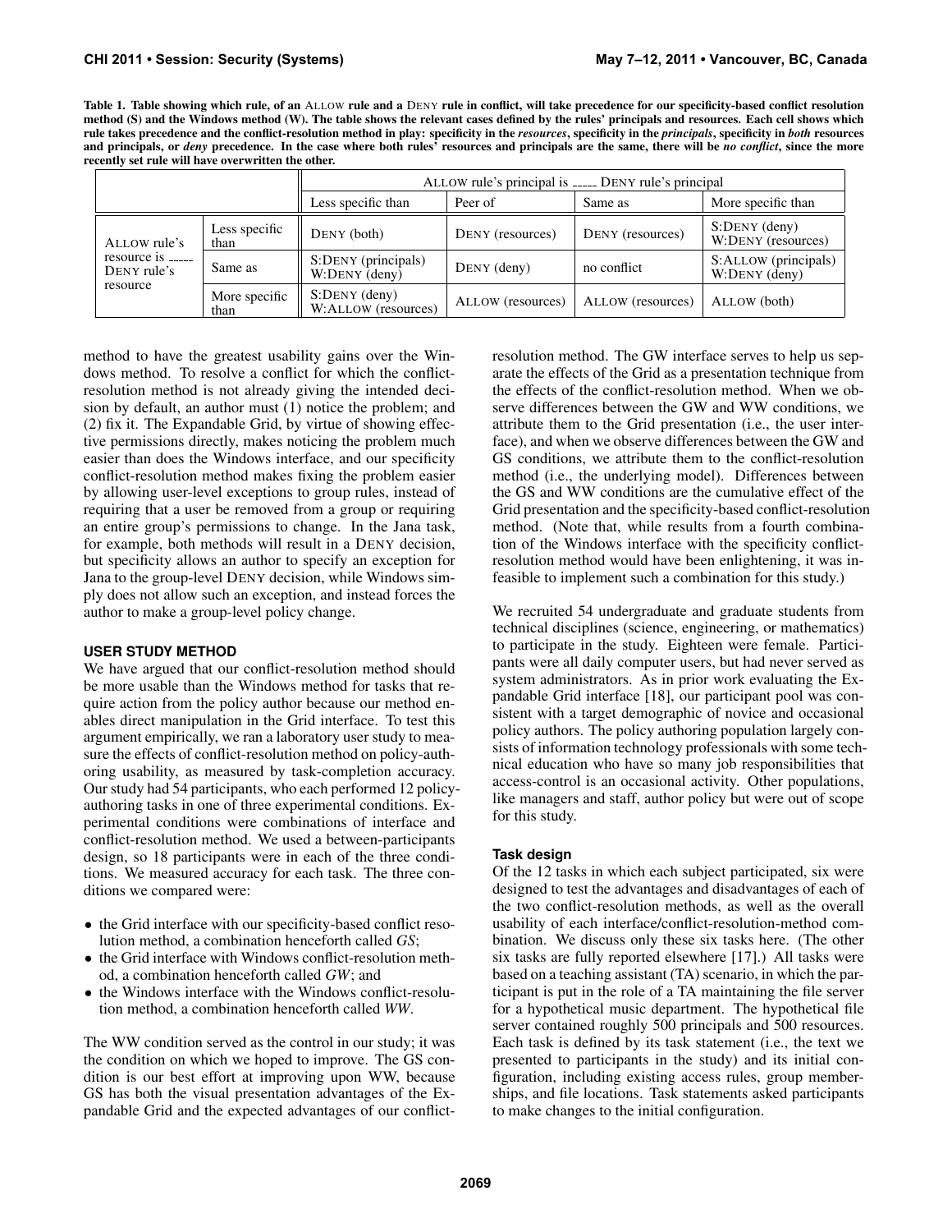**Table 1. Table showing which rule, of an ALLOW rule and a DENY rule in conflict, will take precedence for our specificity-based conflict resolution method (S) and the Windows method (W). The table shows the relevant cases defined by the rules' principals and resources. Each cell shows which rule takes precedence and the conflict-resolution method in play: specificity in the *resources*, specificity in the *principals*, specificity in *both* resources and principals, or *deny* precedence. In the case where both rules' resources and principals are the same, there will be *no conflict*, since the more recently set rule will have overwritten the other.**

| | | ALLOW rule's principal is ____ DENY rule's principal | | | |
|---|---|---|---|---|---|
| | | Less specific than | Peer of | Same as | More specific than |
| ALLOW rule's resource is ____ DENY rule's resource | Less specific than | DENY (both) | DENY (resources) | DENY (resources) | S:DENY (deny) W:DENY (resources) |
| | Same as | S:DENY (principals) W:DENY (deny) | DENY (deny) | no conflict | S:ALLOW (principals) W:DENY (deny) |
| | More specific than | S:DENY (deny) W:ALLOW (resources) | ALLOW (resources) | ALLOW (resources) | ALLOW (both) |

method to have the greatest usability gains over the Windows method. To resolve a conflict for which the conflict-resolution method is not already giving the intended decision by default, an author must (1) notice the problem; and (2) fix it. The Expandable Grid, by virtue of showing effective permissions directly, makes noticing the problem much easier than does the Windows interface, and our specificity conflict-resolution method makes fixing the problem easier by allowing user-level exceptions to group rules, instead of requiring that a user be removed from a group or requiring an entire group's permissions to change. In the Jana task, for example, both methods will result in a DENY decision, but specificity allows an author to specify an exception for Jana to the group-level DENY decision, while Windows simply does not allow such an exception, and instead forces the author to make a group-level policy change.

## USER STUDY METHOD

We have argued that our conflict-resolution method should be more usable than the Windows method for tasks that require action from the policy author because our method enables direct manipulation in the Grid interface. To test this argument empirically, we ran a laboratory user study to measure the effects of conflict-resolution method on policy-authoring usability, as measured by task-completion accuracy. Our study had 54 participants, who each performed 12 policy-authoring tasks in one of three experimental conditions. Experimental conditions were combinations of interface and conflict-resolution method. We used a between-participants design, so 18 participants were in each of the three conditions. We measured accuracy for each task. The three conditions we compared were:

- the Grid interface with our specificity-based conflict resolution method, a combination henceforth called *GS*;
- the Grid interface with Windows conflict-resolution method, a combination henceforth called *GW*; and
- the Windows interface with the Windows conflict-resolution method, a combination henceforth called *WW*.

The WW condition served as the control in our study; it was the condition on which we hoped to improve. The GS condition is our best effort at improving upon WW, because GS has both the visual presentation advantages of the Expandable Grid and the expected advantages of our conflict-resolution method. The GW interface serves to help us separate the effects of the Grid as a presentation technique from the effects of the conflict-resolution method. When we observe differences between the GW and WW conditions, we attribute them to the Grid presentation (i.e., the user interface), and when we observe differences between the GW and GS conditions, we attribute them to the conflict-resolution method (i.e., the underlying model). Differences between the GS and WW conditions are the cumulative effect of the Grid presentation and the specificity-based conflict-resolution method. (Note that, while results from a fourth combination of the Windows interface with the specificity conflict-resolution method would have been enlightening, it was infeasible to implement such a combination for this study.)

We recruited 54 undergraduate and graduate students from technical disciplines (science, engineering, or mathematics) to participate in the study. Eighteen were female. Participants were all daily computer users, but had never served as system administrators. As in prior work evaluating the Expandable Grid interface [18], our participant pool was consistent with a target demographic of novice and occasional policy authors. The policy authoring population largely consists of information technology professionals with some technical education who have so many job responsibilities that access-control is an occasional activity. Other populations, like managers and staff, author policy but were out of scope for this study.

### Task design

Of the 12 tasks in which each subject participated, six were designed to test the advantages and disadvantages of each of the two conflict-resolution methods, as well as the overall usability of each interface/conflict-resolution-method combination. We discuss only these six tasks here. (The other six tasks are fully reported elsewhere [17].) All tasks were based on a teaching assistant (TA) scenario, in which the participant is put in the role of a TA maintaining the file server for a hypothetical music department. The hypothetical file server contained roughly 500 principals and 500 resources. Each task is defined by its task statement (i.e., the text we presented to participants in the study) and its initial configuration, including existing access rules, group memberships, and file locations. Task statements asked participants to make changes to the initial configuration.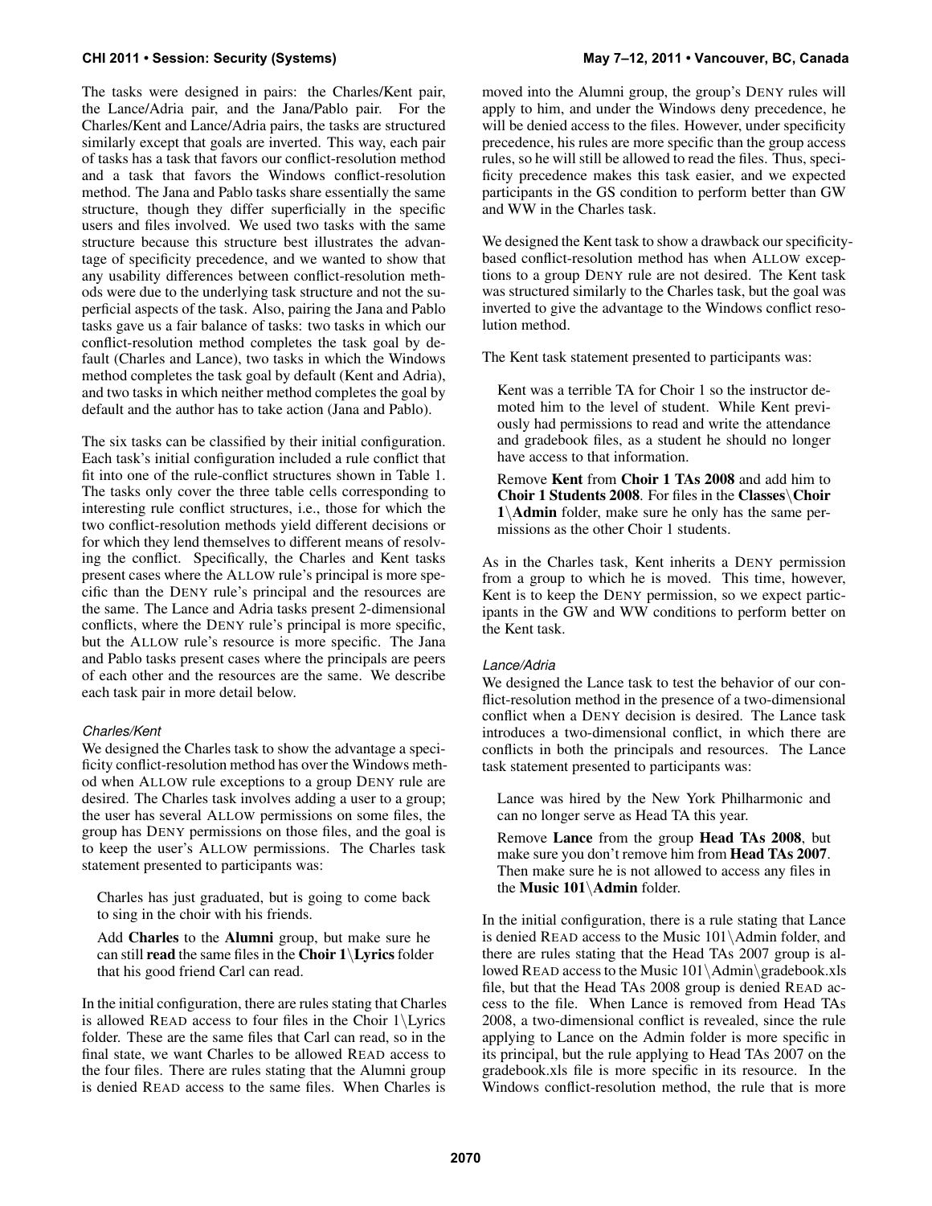The tasks were designed in pairs: the Charles/Kent pair, the Lance/Adria pair, and the Jana/Pablo pair. For the Charles/Kent and Lance/Adria pairs, the tasks are structured similarly except that goals are inverted. This way, each pair of tasks has a task that favors our conflict-resolution method and a task that favors the Windows conflict-resolution method. The Jana and Pablo tasks share essentially the same structure, though they differ superficially in the specific users and files involved. We used two tasks with the same structure because this structure best illustrates the advantage of specificity precedence, and we wanted to show that any usability differences between conflict-resolution methods were due to the underlying task structure and not the superficial aspects of the task. Also, pairing the Jana and Pablo tasks gave us a fair balance of tasks: two tasks in which our conflict-resolution method completes the task goal by default (Charles and Lance), two tasks in which the Windows method completes the task goal by default (Kent and Adria), and two tasks in which neither method completes the goal by default and the author has to take action (Jana and Pablo).

The six tasks can be classified by their initial configuration. Each task's initial configuration included a rule conflict that fit into one of the rule-conflict structures shown in Table 1. The tasks only cover the three table cells corresponding to interesting rule conflict structures, i.e., those for which the two conflict-resolution methods yield different decisions or for which they lend themselves to different means of resolving the conflict. Specifically, the Charles and Kent tasks present cases where the ALLOW rule's principal is more specific than the DENY rule's principal and the resources are the same. The Lance and Adria tasks present 2-dimensional conflicts, where the DENY rule's principal is more specific, but the ALLOW rule's resource is more specific. The Jana and Pablo tasks present cases where the principals are peers of each other and the resources are the same. We describe each task pair in more detail below.

#### *Charles/Kent*

We designed the Charles task to show the advantage a specificity conflict-resolution method has over the Windows method when ALLOW rule exceptions to a group DENY rule are desired. The Charles task involves adding a user to a group; the user has several ALLOW permissions on some files, the group has DENY permissions on those files, and the goal is to keep the user's ALLOW permissions. The Charles task statement presented to participants was:

> Charles has just graduated, but is going to come back to sing in the choir with his friends.
>
> Add **Charles** to the **Alumni** group, but make sure he can still **read** the same files in the **Choir 1\Lyrics** folder that his good friend Carl can read.

In the initial configuration, there are rules stating that Charles is allowed READ access to four files in the Choir 1\Lyrics folder. These are the same files that Carl can read, so in the final state, we want Charles to be allowed READ access to the four files. There are rules stating that the Alumni group is denied READ access to the same files. When Charles is moved into the Alumni group, the group's DENY rules will apply to him, and under the Windows deny precedence, he will be denied access to the files. However, under specificity precedence, his rules are more specific than the group access rules, so he will still be allowed to read the files. Thus, specificity precedence makes this task easier, and we expected participants in the GS condition to perform better than GW and WW in the Charles task.

We designed the Kent task to show a drawback our specificity-based conflict-resolution method has when ALLOW exceptions to a group DENY rule are not desired. The Kent task was structured similarly to the Charles task, but the goal was inverted to give the advantage to the Windows conflict resolution method.

The Kent task statement presented to participants was:

> Kent was a terrible TA for Choir 1 so the instructor demoted him to the level of student. While Kent previously had permissions to read and write the attendance and gradebook files, as a student he should no longer have access to that information.
>
> Remove **Kent** from **Choir 1 TAs 2008** and add him to **Choir 1 Students 2008**. For files in the **Classes\Choir 1\Admin** folder, make sure he only has the same permissions as the other Choir 1 students.

As in the Charles task, Kent inherits a DENY permission from a group to which he is moved. This time, however, Kent is to keep the DENY permission, so we expect participants in the GW and WW conditions to perform better on the Kent task.

#### *Lance/Adria*

We designed the Lance task to test the behavior of our conflict-resolution method in the presence of a two-dimensional conflict when a DENY decision is desired. The Lance task introduces a two-dimensional conflict, in which there are conflicts in both the principals and resources. The Lance task statement presented to participants was:

> Lance was hired by the New York Philharmonic and can no longer serve as Head TA this year.
>
> Remove **Lance** from the group **Head TAs 2008**, but make sure you don't remove him from **Head TAs 2007**. Then make sure he is not allowed to access any files in the **Music 101\Admin** folder.

In the initial configuration, there is a rule stating that Lance is denied READ access to the Music 101\Admin folder, and there are rules stating that the Head TAs 2007 group is allowed READ access to the Music 101\Admin\gradebook.xls file, but that the Head TAs 2008 group is denied READ access to the file. When Lance is removed from Head TAs 2008, a two-dimensional conflict is revealed, since the rule applying to Lance on the Admin folder is more specific in its principal, but the rule applying to Head TAs 2007 on the gradebook.xls file is more specific in its resource. In the Windows conflict-resolution method, the rule that is more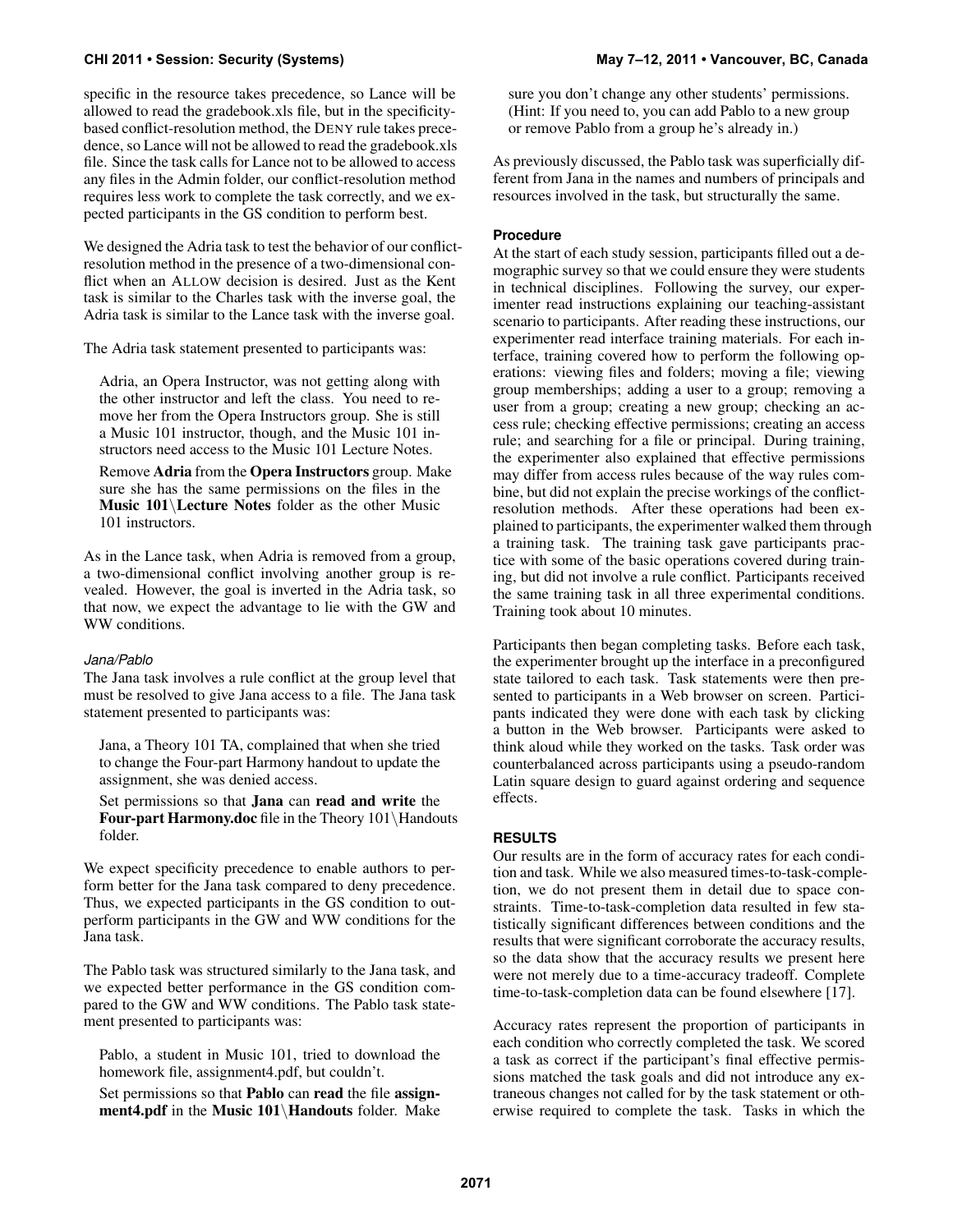specific in the resource takes precedence, so Lance will be allowed to read the gradebook.xls file, but in the specificity-based conflict-resolution method, the DENY rule takes precedence, so Lance will not be allowed to read the gradebook.xls file. Since the task calls for Lance not to be allowed to access any files in the Admin folder, our conflict-resolution method requires less work to complete the task correctly, and we expected participants in the GS condition to perform best.

We designed the Adria task to test the behavior of our conflict-resolution method in the presence of a two-dimensional conflict when an ALLOW decision is desired. Just as the Kent task is similar to the Charles task with the inverse goal, the Adria task is similar to the Lance task with the inverse goal.

The Adria task statement presented to participants was:

> Adria, an Opera Instructor, was not getting along with the other instructor and left the class. You need to remove her from the Opera Instructors group. She is still a Music 101 instructor, though, and the Music 101 instructors need access to the Music 101 Lecture Notes.
>
> Remove **Adria** from the **Opera Instructors** group. Make sure she has the same permissions on the files in the **Music 101\Lecture Notes** folder as the other Music 101 instructors.

As in the Lance task, when Adria is removed from a group, a two-dimensional conflict involving another group is revealed. However, the goal is inverted in the Adria task, so that now, we expect the advantage to lie with the GW and WW conditions.

### *Jana/Pablo*

The Jana task involves a rule conflict at the group level that must be resolved to give Jana access to a file. The Jana task statement presented to participants was:

> Jana, a Theory 101 TA, complained that when she tried to change the Four-part Harmony handout to update the assignment, she was denied access.
>
> Set permissions so that **Jana** can **read and write** the **Four-part Harmony.doc** file in the Theory 101\Handouts folder.

We expect specificity precedence to enable authors to perform better for the Jana task compared to deny precedence. Thus, we expected participants in the GS condition to outperform participants in the GW and WW conditions for the Jana task.

The Pablo task was structured similarly to the Jana task, and we expected better performance in the GS condition compared to the GW and WW conditions. The Pablo task statement presented to participants was:

> Pablo, a student in Music 101, tried to download the homework file, assignment4.pdf, but couldn't.
>
> Set permissions so that **Pablo** can **read** the file **assignment4.pdf** in the **Music 101\Handouts** folder. Make sure you don't change any other students' permissions. (Hint: If you need to, you can add Pablo to a new group or remove Pablo from a group he's already in.)

As previously discussed, the Pablo task was superficially different from Jana in the names and numbers of principals and resources involved in the task, but structurally the same.

## Procedure

At the start of each study session, participants filled out a demographic survey so that we could ensure they were students in technical disciplines. Following the survey, our experimenter read instructions explaining our teaching-assistant scenario to participants. After reading these instructions, our experimenter read interface training materials. For each interface, training covered how to perform the following operations: viewing files and folders; moving a file; viewing group memberships; adding a user to a group; removing a user from a group; creating a new group; checking an access rule; checking effective permissions; creating an access rule; and searching for a file or principal. During training, the experimenter also explained that effective permissions may differ from access rules because of the way rules combine, but did not explain the precise workings of the conflict-resolution methods. After these operations had been explained to participants, the experimenter walked them through a training task. The training task gave participants practice with some of the basic operations covered during training, but did not involve a rule conflict. Participants received the same training task in all three experimental conditions. Training took about 10 minutes.

Participants then began completing tasks. Before each task, the experimenter brought up the interface in a preconfigured state tailored to each task. Task statements were then presented to participants in a Web browser on screen. Participants indicated they were done with each task by clicking a button in the Web browser. Participants were asked to think aloud while they worked on the tasks. Task order was counterbalanced across participants using a pseudo-random Latin square design to guard against ordering and sequence effects.

## RESULTS

Our results are in the form of accuracy rates for each condition and task. While we also measured times-to-task-completion, we do not present them in detail due to space constraints. Time-to-task-completion data resulted in few statistically significant differences between conditions and the results that were significant corroborate the accuracy results, so the data show that the accuracy results we present here were not merely due to a time-accuracy tradeoff. Complete time-to-task-completion data can be found elsewhere [17].

Accuracy rates represent the proportion of participants in each condition who correctly completed the task. We scored a task as correct if the participant's final effective permissions matched the task goals and did not introduce any extraneous changes not called for by the task statement or otherwise required to complete the task. Tasks in which the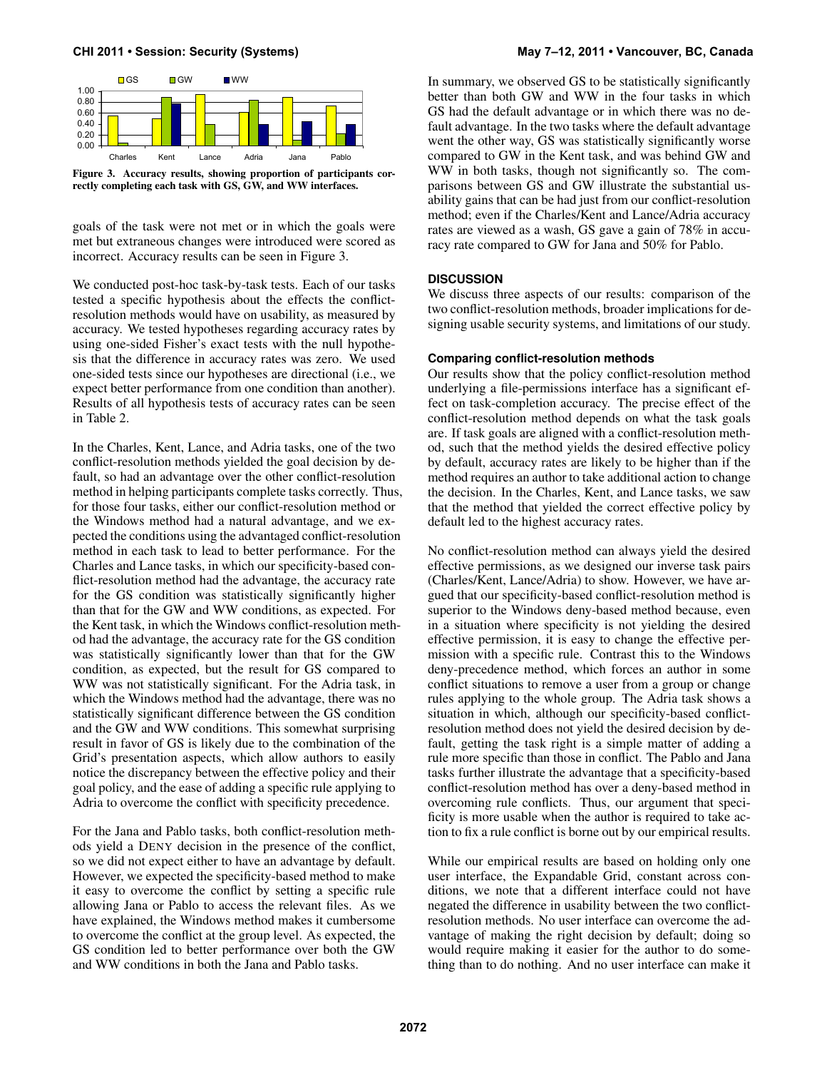GS GW WW

1.00
0.80
0.60
0.40
0.20
0.00

Charles Kent Lance Adria Jana Pablo

**Figure 3. Accuracy results, showing proportion of participants correctly completing each task with GS, GW, and WW interfaces.**

goals of the task were not met or in which the goals were met but extraneous changes were introduced were scored as incorrect. Accuracy results can be seen in Figure 3.

We conducted post-hoc task-by-task tests. Each of our tasks tested a specific hypothesis about the effects the conflict-resolution methods would have on usability, as measured by accuracy. We tested hypotheses regarding accuracy rates by using one-sided Fisher's exact tests with the null hypothesis that the difference in accuracy rates was zero. We used one-sided tests since our hypotheses are directional (i.e., we expect better performance from one condition than another). Results of all hypothesis tests of accuracy rates can be seen in Table 2.

In the Charles, Kent, Lance, and Adria tasks, one of the two conflict-resolution methods yielded the goal decision by default, so had an advantage over the other conflict-resolution method in helping participants complete tasks correctly. Thus, for those four tasks, either our conflict-resolution method or the Windows method had a natural advantage, and we expected the conditions using the advantaged conflict-resolution method in each task to lead to better performance. For the Charles and Lance tasks, in which our specificity-based conflict-resolution method had the advantage, the accuracy rate for the GS condition was statistically significantly higher than that for the GW and WW conditions, as expected. For the Kent task, in which the Windows conflict-resolution method had the advantage, the accuracy rate for the GS condition was statistically significantly lower than that for the GW condition, as expected, but the result for GS compared to WW was not statistically significant. For the Adria task, in which the Windows method had the advantage, there was no statistically significant difference between the GS condition and the GW and WW conditions. This somewhat surprising result in favor of GS is likely due to the combination of the Grid's presentation aspects, which allow authors to easily notice the discrepancy between the effective policy and their goal policy, and the ease of adding a specific rule applying to Adria to overcome the conflict with specificity precedence.

For the Jana and Pablo tasks, both conflict-resolution methods yield a DENY decision in the presence of the conflict, so we did not expect either to have an advantage by default. However, we expected the specificity-based method to make it easy to overcome the conflict by setting a specific rule allowing Jana or Pablo to access the relevant files. As we have explained, the Windows method makes it cumbersome to overcome the conflict at the group level. As expected, the GS condition led to better performance over both the GW and WW conditions in both the Jana and Pablo tasks.

In summary, we observed GS to be statistically significantly better than both GW and WW in the four tasks in which GS had the default advantage or in which there was no default advantage. In the two tasks where the default advantage went the other way, GS was statistically significantly worse compared to GW in the Kent task, and was behind GW and WW in both tasks, though not significantly so. The comparisons between GS and GW illustrate the substantial usability gains that can be had just from our conflict-resolution method; even if the Charles/Kent and Lance/Adria accuracy rates are viewed as a wash, GS gave a gain of 78% in accuracy rate compared to GW for Jana and 50% for Pablo.

## DISCUSSION

We discuss three aspects of our results: comparison of the two conflict-resolution methods, broader implications for designing usable security systems, and limitations of our study.

### Comparing conflict-resolution methods

Our results show that the policy conflict-resolution method underlying a file-permissions interface has a significant effect on task-completion accuracy. The precise effect of the conflict-resolution method depends on what the task goals are. If task goals are aligned with a conflict-resolution method, such that the method yields the desired effective policy by default, accuracy rates are likely to be higher than if the method requires an author to take additional action to change the decision. In the Charles, Kent, and Lance tasks, we saw that the method that yielded the correct effective policy by default led to the highest accuracy rates.

No conflict-resolution method can always yield the desired effective permissions, as we designed our inverse task pairs (Charles/Kent, Lance/Adria) to show. However, we have argued that our specificity-based conflict-resolution method is superior to the Windows deny-based method because, even in a situation where specificity is not yielding the desired effective permission, it is easy to change the effective permission with a specific rule. Contrast this to the Windows deny-precedence method, which forces an author in some conflict situations to remove a user from a group or change rules applying to the whole group. The Adria task shows a situation in which, although our specificity-based conflict-resolution method does not yield the desired decision by default, getting the task right is a simple matter of adding a rule more specific than those in conflict. The Pablo and Jana tasks further illustrate the advantage that a specificity-based conflict-resolution method has over a deny-based method in overcoming rule conflicts. Thus, our argument that specificity is more usable when the author is required to take action to fix a rule conflict is borne out by our empirical results.

While our empirical results are based on holding only one user interface, the Expandable Grid, constant across conditions, we note that a different interface could not have negated the difference in usability between the two conflict-resolution methods. No user interface can overcome the advantage of making the right decision by default; doing so would require making it easier for the author to do something than to do nothing. And no user interface can make it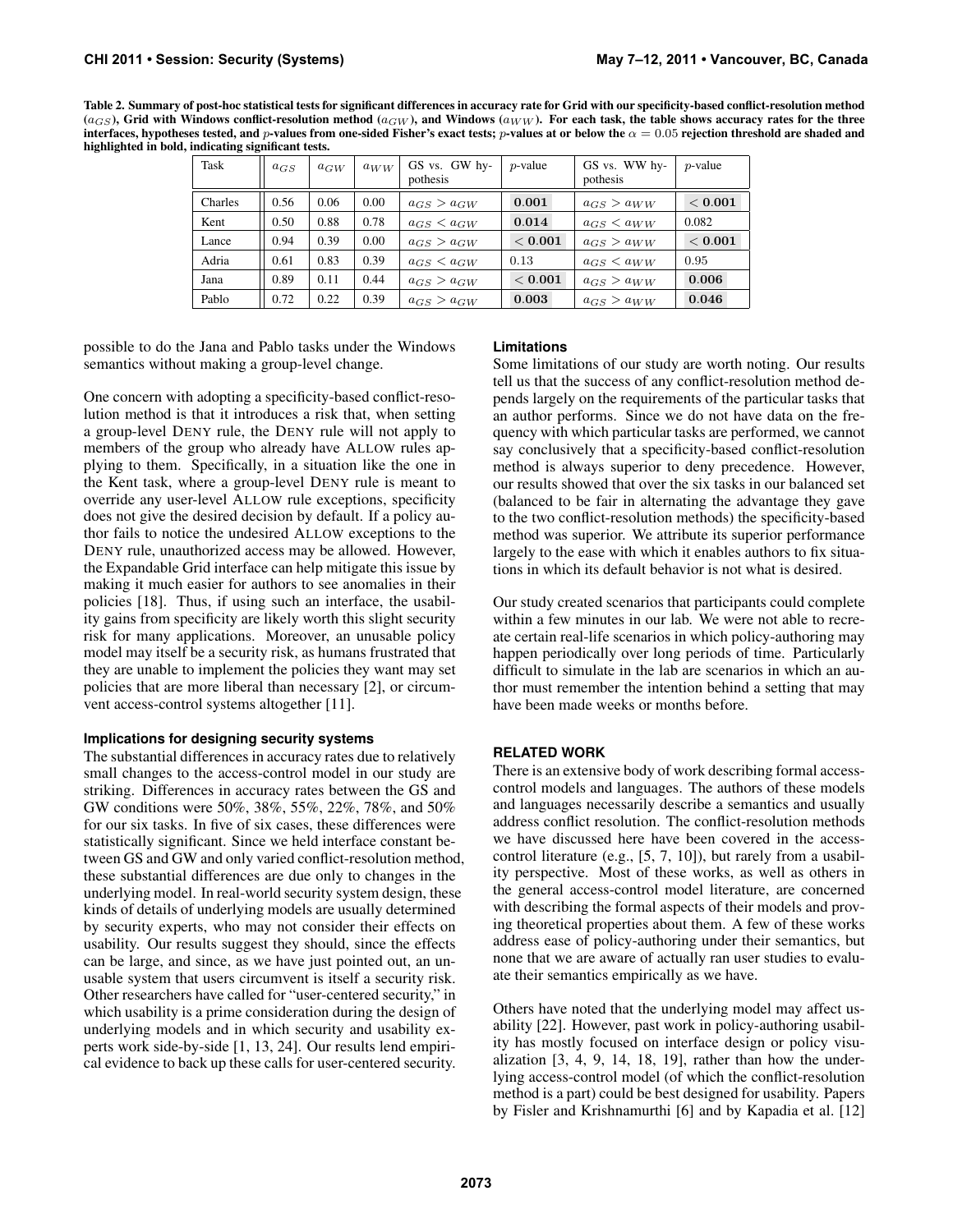Table 2. Summary of post-hoc statistical tests for significant differences in accuracy rate for Grid with our specificity-based conflict-resolution method ($a_{GS}$), Grid with Windows conflict-resolution method ($a_{GW}$), and Windows ($a_{WW}$). For each task, the table shows accuracy rates for the three interfaces, hypotheses tested, and $p$-values from one-sided Fisher's exact tests; $p$-values at or below the $\alpha = 0.05$ rejection threshold are shaded and highlighted in bold, indicating significant tests.

| Task | $a_{GS}$ | $a_{GW}$ | $a_{WW}$ | GS vs. GW hypothesis | $p$-value | GS vs. WW hypothesis | $p$-value |
|---|---|---|---|---|---|---|---|
| Charles | 0.56 | 0.06 | 0.00 | $a_{GS} > a_{GW}$ | **0.001** | $a_{GS} > a_{WW}$ | **< 0.001** |
| Kent | 0.50 | 0.88 | 0.78 | $a_{GS} < a_{GW}$ | **0.014** | $a_{GS} < a_{WW}$ | 0.082 |
| Lance | 0.94 | 0.39 | 0.00 | $a_{GS} > a_{GW}$ | **< 0.001** | $a_{GS} > a_{WW}$ | **< 0.001** |
| Adria | 0.61 | 0.83 | 0.39 | $a_{GS} < a_{GW}$ | 0.13 | $a_{GS} < a_{WW}$ | 0.95 |
| Jana | 0.89 | 0.11 | 0.44 | $a_{GS} > a_{GW}$ | **< 0.001** | $a_{GS} > a_{WW}$ | **0.006** |
| Pablo | 0.72 | 0.22 | 0.39 | $a_{GS} > a_{GW}$ | **0.003** | $a_{GS} > a_{WW}$ | **0.046** |

possible to do the Jana and Pablo tasks under the Windows semantics without making a group-level change.

One concern with adopting a specificity-based conflict-resolution method is that it introduces a risk that, when setting a group-level DENY rule, the DENY rule will not apply to members of the group who already have ALLOW rules applying to them. Specifically, in a situation like the one in the Kent task, where a group-level DENY rule is meant to override any user-level ALLOW rule exceptions, specificity does not give the desired decision by default. If a policy author fails to notice the undesired ALLOW exceptions to the DENY rule, unauthorized access may be allowed. However, the Expandable Grid interface can help mitigate this issue by making it much easier for authors to see anomalies in their policies [18]. Thus, if using such an interface, the usability gains from specificity are likely worth this slight security risk for many applications. Moreover, an unusable policy model may itself be a security risk, as humans frustrated that they are unable to implement the policies they want may set policies that are more liberal than necessary [2], or circumvent access-control systems altogether [11].

### Implications for designing security systems

The substantial differences in accuracy rates due to relatively small changes to the access-control model in our study are striking. Differences in accuracy rates between the GS and GW conditions were 50%, 38%, 55%, 22%, 78%, and 50% for our six tasks. In five of six cases, these differences were statistically significant. Since we held interface constant between GS and GW and only varied conflict-resolution method, these substantial differences are due only to changes in the underlying model. In real-world security system design, these kinds of details of underlying models are usually determined by security experts, who may not consider their effects on usability. Our results suggest they should, since the effects can be large, and since, as we have just pointed out, an unusable system that users circumvent is itself a security risk. Other researchers have called for "user-centered security," in which usability is a prime consideration during the design of underlying models and in which security and usability experts work side-by-side [1, 13, 24]. Our results lend empirical evidence to back up these calls for user-centered security.

### Limitations

Some limitations of our study are worth noting. Our results tell us that the success of any conflict-resolution method depends largely on the requirements of the particular tasks that an author performs. Since we do not have data on the frequency with which particular tasks are performed, we cannot say conclusively that a specificity-based conflict-resolution method is always superior to deny precedence. However, our results showed that over the six tasks in our balanced set (balanced to be fair in alternating the advantage they gave to the two conflict-resolution methods) the specificity-based method was superior. We attribute its superior performance largely to the ease with which it enables authors to fix situations in which its default behavior is not what is desired.

Our study created scenarios that participants could complete within a few minutes in our lab. We were not able to recreate certain real-life scenarios in which policy-authoring may happen periodically over long periods of time. Particularly difficult to simulate in the lab are scenarios in which an author must remember the intention behind a setting that may have been made weeks or months before.

## RELATED WORK

There is an extensive body of work describing formal access-control models and languages. The authors of these models and languages necessarily describe a semantics and usually address conflict resolution. The conflict-resolution methods we have discussed here have been covered in the access-control literature (e.g., [5, 7, 10]), but rarely from a usability perspective. Most of these works, as well as others in the general access-control model literature, are concerned with describing the formal aspects of their models and proving theoretical properties about them. A few of these works address ease of policy-authoring under their semantics, but none that we are aware of actually ran user studies to evaluate their semantics empirically as we have.

Others have noted that the underlying model may affect usability [22]. However, past work in policy-authoring usability has mostly focused on interface design or policy visualization [3, 4, 9, 14, 18, 19], rather than how the underlying access-control model (of which the conflict-resolution method is a part) could be best designed for usability. Papers by Fisler and Krishnamurthi [6] and by Kapadia et al. [12]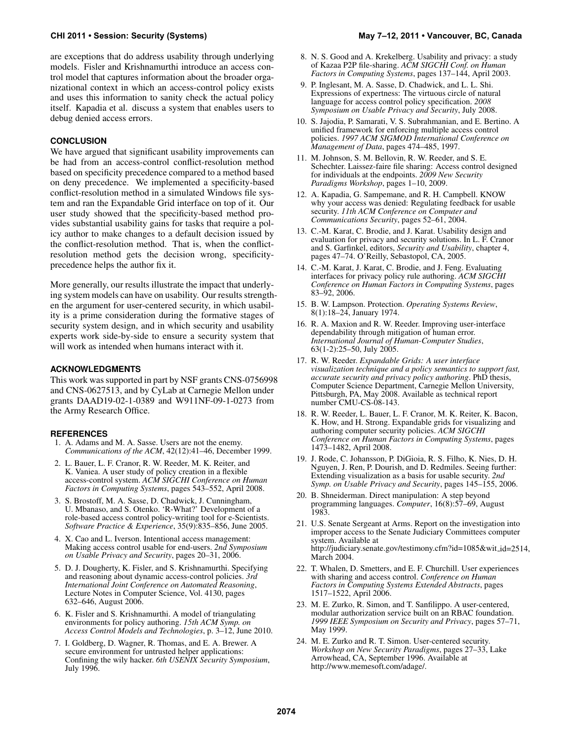are exceptions that do address usability through underlying models. Fisler and Krishnamurthi introduce an access control model that captures information about the broader organizational context in which an access-control policy exists and uses this information to sanity check the actual policy itself. Kapadia et al. discuss a system that enables users to debug denied access errors.

## CONCLUSION

We have argued that significant usability improvements can be had from an access-control conflict-resolution method based on specificity precedence compared to a method based on deny precedence. We implemented a specificity-based conflict-resolution method in a simulated Windows file system and ran the Expandable Grid interface on top of it. Our user study showed that the specificity-based method provides substantial usability gains for tasks that require a policy author to make changes to a default decision issued by the conflict-resolution method. That is, when the conflict-resolution method gets the decision wrong, specificity-precedence helps the author fix it.

More generally, our results illustrate the impact that underlying system models can have on usability. Our results strengthen the argument for user-centered security, in which usability is a prime consideration during the formative stages of security system design, and in which security and usability experts work side-by-side to ensure a security system that will work as intended when humans interact with it.

## ACKNOWLEDGMENTS

This work was supported in part by NSF grants CNS-0756998 and CNS-0627513, and by CyLab at Carnegie Mellon under grants DAAD19-02-1-0389 and W911NF-09-1-0273 from the Army Research Office.

## REFERENCES

1. A. Adams and M. A. Sasse. Users are not the enemy. *Communications of the ACM*, 42(12):41–46, December 1999.
2. L. Bauer, L. F. Cranor, R. W. Reeder, M. K. Reiter, and K. Vaniea. A user study of policy creation in a flexible access-control system. *ACM SIGCHI Conference on Human Factors in Computing Systems*, pages 543–552, April 2008.
3. S. Brostoff, M. A. Sasse, D. Chadwick, J. Cunningham, U. Mbanaso, and S. Otenko. 'R-What?' Development of a role-based access control policy-writing tool for e-Scientists. *Software Practice & Experience*, 35(9):835–856, June 2005.
4. X. Cao and L. Iverson. Intentional access management: Making access control usable for end-users. *2nd Symposium on Usable Privacy and Security*, pages 20–31, 2006.
5. D. J. Dougherty, K. Fisler, and S. Krishnamurthi. Specifying and reasoning about dynamic access-control policies. *3rd International Joint Conference on Automated Reasoning*, Lecture Notes in Computer Science, Vol. 4130, pages 632–646, August 2006.
6. K. Fisler and S. Krishnamurthi. A model of triangulating environments for policy authoring. *15th ACM Symp. on Access Control Models and Technologies*, p. 3–12, June 2010.
7. I. Goldberg, D. Wagner, R. Thomas, and E. A. Brewer. A secure environment for untrusted helper applications: Confining the wily hacker. *6th USENIX Security Symposium*, July 1996.
8. N. S. Good and A. Krekelberg. Usability and privacy: a study of Kazaa P2P file-sharing. *ACM SIGCHI Conf. on Human Factors in Computing Systems*, pages 137–144, April 2003.
9. P. Inglesant, M. A. Sasse, D. Chadwick, and L. L. Shi. Expressions of expertness: The virtuous circle of natural language for access control policy specification. *2008 Symposium on Usable Privacy and Security*, July 2008.
10. S. Jajodia, P. Samarati, V. S. Subrahmanian, and E. Bertino. A unified framework for enforcing multiple access control policies. *1997 ACM SIGMOD International Conference on Management of Data*, pages 474–485, 1997.
11. M. Johnson, S. M. Bellovin, R. W. Reeder, and S. E. Schechter. Laissez-faire file sharing: Access control designed for individuals at the endpoints. *2009 New Security Paradigms Workshop*, pages 1–10, 2009.
12. A. Kapadia, G. Sampemane, and R. H. Campbell. KNOW why your access was denied: Regulating feedback for usable security. *11th ACM Conference on Computer and Communications Security*, pages 52–61, 2004.
13. C.-M. Karat, C. Brodie, and J. Karat. Usability design and evaluation for privacy and security solutions. In L. F. Cranor and S. Garfinkel, editors, *Security and Usability*, chapter 4, pages 47–74. O'Reilly, Sebastopol, CA, 2005.
14. C.-M. Karat, J. Karat, C. Brodie, and J. Feng. Evaluating interfaces for privacy policy rule authoring. *ACM SIGCHI Conference on Human Factors in Computing Systems*, pages 83–92, 2006.
15. B. W. Lampson. Protection. *Operating Systems Review*, 8(1):18–24, January 1974.
16. R. A. Maxion and R. W. Reeder. Improving user-interface dependability through mitigation of human error. *International Journal of Human-Computer Studies*, 63(1-2):25–50, July 2005.
17. R. W. Reeder. *Expandable Grids: A user interface visualization technique and a policy semantics to support fast, accurate security and privacy policy authoring*. PhD thesis, Computer Science Department, Carnegie Mellon University, Pittsburgh, PA, May 2008. Available as technical report number CMU-CS-08-143.
18. R. W. Reeder, L. Bauer, L. F. Cranor, M. K. Reiter, K. Bacon, K. How, and H. Strong. Expandable grids for visualizing and authoring computer security policies. *ACM SIGCHI Conference on Human Factors in Computing Systems*, pages 1473–1482, April 2008.
19. J. Rode, C. Johansson, P. DiGioia, R. S. Filho, K. Nies, D. H. Nguyen, J. Ren, P. Dourish, and D. Redmiles. Seeing further: Extending visualization as a basis for usable security. *2nd Symp. on Usable Privacy and Security*, pages 145–155, 2006.
20. B. Shneiderman. Direct manipulation: A step beyond programming languages. *Computer*, 16(8):57–69, August 1983.
21. U.S. Senate Sergeant at Arms. Report on the investigation into improper access to the Senate Judiciary Committees computer system. Available at http://judiciary.senate.gov/testimony.cfm?id=1085&wit_id=2514, March 2004.
22. T. Whalen, D. Smetters, and E. F. Churchill. User experiences with sharing and access control. *Conference on Human Factors in Computing Systems Extended Abstracts*, pages 1517–1522, April 2006.
23. M. E. Zurko, R. Simon, and T. Sanfilippo. A user-centered, modular authorization service built on an RBAC foundation. *1999 IEEE Symposium on Security and Privacy*, pages 57–71, May 1999.
24. M. E. Zurko and R. T. Simon. User-centered security. *Workshop on New Security Paradigms*, pages 27–33, Lake Arrowhead, CA, September 1996. Available at http://www.memesoft.com/adage/.